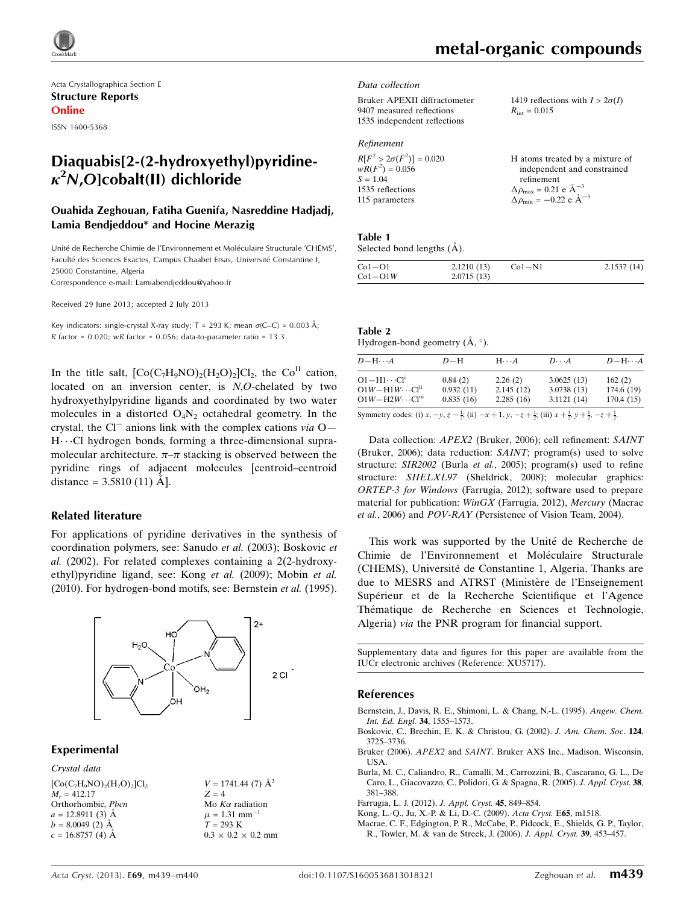Acta Crystallographica Section E

**Structure Reports Online**

ISSN 1600-5368

# Diaquabis[2-(2-hydroxyethyl)pyridine-$\kappa^2N,O$]cobalt(II) dichloride

**Ouahida Zeghouan, Fatiha Guenifa, Nasreddine Hadjadj, Lamia Bendjeddou* and Hocine Merazig**

Unité de Recherche Chimie de l'Environnement et Moléculaire Structurale 'CHEMS', Faculté des Sciences Exactes, Campus Chaabet Ersas, Université Constantine I, 25000 Constantine, Algeria

Correspondence e-mail: Lamiabendjeddou@yahoo.fr

Received 29 June 2013; accepted 2 July 2013

Key indicators: single-crystal X-ray study; $T$ = 293 K; mean $\sigma$(C–C) = 0.003 Å; $R$ factor = 0.020; $wR$ factor = 0.056; data-to-parameter ratio = 13.3.

In the title salt, $[Co(C_7H_9NO)_2(H_2O)_2]Cl_2$, the $Co^{II}$ cation, located on an inversion center, is $N,O$-chelated by two hydroxyethylpyridine ligands and coordinated by two water molecules in a distorted $O_4N_2$ octahedral geometry. In the crystal, the $Cl^-$ anions link with the complex cations *via* O—H⋯Cl hydrogen bonds, forming a three-dimensional supramolecular architecture. $\pi$–$\pi$ stacking is observed between the pyridine rings of adjacent molecules [centroid–centroid distance = 3.5810 (11) Å].

## Related literature

For applications of pyridine derivatives in the synthesis of coordination polymers, see: Sanudo *et al.* (2003); Boskovic *et al.* (2002). For related complexes containing a 2(2-hydroxyethyl)pyridine ligand, see: Kong *et al.* (2009); Mobin *et al.* (2010). For hydrogen-bond motifs, see: Bernstein *et al.* (1995).

## Experimental

### Crystal data

$[Co(C_7H_9NO)_2(H_2O)_2]Cl_2$
$M_r$ = 412.17
Orthorhombic, $Pbcn$
$a$ = 12.8911 (3) Å
$b$ = 8.0049 (2) Å
$c$ = 16.8757 (4) Å
$V$ = 1741.44 (7) Å$^3$
$Z$ = 4
Mo $K\alpha$ radiation
$\mu$ = 1.31 mm$^{-1}$
$T$ = 293 K
0.3 × 0.2 × 0.2 mm

### Data collection

Bruker APEXII diffractometer
9407 measured reflections
1535 independent reflections
1419 reflections with $I > 2\sigma(I)$
$R_{int}$ = 0.015

### Refinement

$R[F^2 > 2\sigma(F^2)]$ = 0.020
$wR(F^2)$ = 0.056
$S$ = 1.04
1535 reflections
115 parameters
H atoms treated by a mixture of independent and constrained refinement
$\Delta\rho_{max}$ = 0.21 e Å$^{-3}$
$\Delta\rho_{min}$ = −0.22 e Å$^{-3}$

**Table 1**
Selected bond lengths (Å).

| | | | |
|---|---|---|---|
| Co1—O1 | 2.1210 (13) | Co1—N1 | 2.1537 (14) |
| Co1—O1*W* | 2.0715 (13) | | |

**Table 2**
Hydrogen-bond geometry (Å, °).

| $D$—H⋯$A$ | $D$—H | H⋯$A$ | $D$⋯$A$ | $D$—H⋯$A$ |
|---|---|---|---|---|
| O1—H1⋯Cl$^{i}$ | 0.84 (2) | 2.26 (2) | 3.0625 (13) | 162 (2) |
| O1*W*—H1*W*⋯Cl$^{ii}$ | 0.932 (11) | 2.145 (12) | 3.0738 (13) | 174.6 (19) |
| O1*W*—H2*W*⋯Cl$^{iii}$ | 0.835 (16) | 2.285 (16) | 3.1121 (14) | 170.4 (15) |

Symmetry codes: (i) $x, -y, z-\frac{1}{2}$; (ii) $-x+1, y, -z+\frac{1}{2}$; (iii) $x+\frac{1}{2}, y+\frac{1}{2}, -z+\frac{1}{2}$.

Data collection: *APEX2* (Bruker, 2006); cell refinement: *SAINT* (Bruker, 2006); data reduction: *SAINT*; program(s) used to solve structure: *SIR2002* (Burla *et al.*, 2005); program(s) used to refine structure: *SHELXL97* (Sheldrick, 2008); molecular graphics: *ORTEP-3 for Windows* (Farrugia, 2012); software used to prepare material for publication: *WinGX* (Farrugia, 2012), *Mercury* (Macrae *et al.*, 2006) and *POV-RAY* (Persistence of Vision Team, 2004).

This work was supported by the Unité de Recherche de Chimie de l'Environnement et Moléculaire Structurale (CHEMS), Université de Constantine 1, Algeria. Thanks are due to MESRS and ATRST (Ministère de l'Enseignement Supérieur et de la Recherche Scientifique et l'Agence Thématique de Recherche en Sciences et Technologie, Algeria) *via* the PNR program for financial support.

Supplementary data and figures for this paper are available from the IUCr electronic archives (Reference: XU5717).

## References

Bernstein, J., Davis, R. E., Shimoni, L. & Chang, N.-L. (1995). *Angew. Chem. Int. Ed. Engl.* **34**, 1555–1573.

Boskovic, C., Brechin, E. K. & Christou, G. (2002). *J. Am. Chem. Soc.* **124**, 3725–3736.

Bruker (2006). *APEX2* and *SAINT*. Bruker AXS Inc., Madison, Wisconsin, USA.

Burla, M. C., Caliandro, R., Camalli, M., Carrozzini, B., Cascarano, G. L., De Caro, L., Giacovazzo, C., Polidori, G. & Spagna, R. (2005). *J. Appl. Cryst.* **38**, 381–388.

Farrugia, L. J. (2012). *J. Appl. Cryst.* **45**, 849–854.

Kong, L.-Q., Ju, X.-P. & Li, D.-C. (2009). *Acta Cryst.* E**65**, m1518.

Macrae, C. F., Edgington, P. R., McCabe, P., Pidcock, E., Shields, G. P., Taylor, R., Towler, M. & van de Streek, J. (2006). *J. Appl. Cryst.* **39**, 453–457.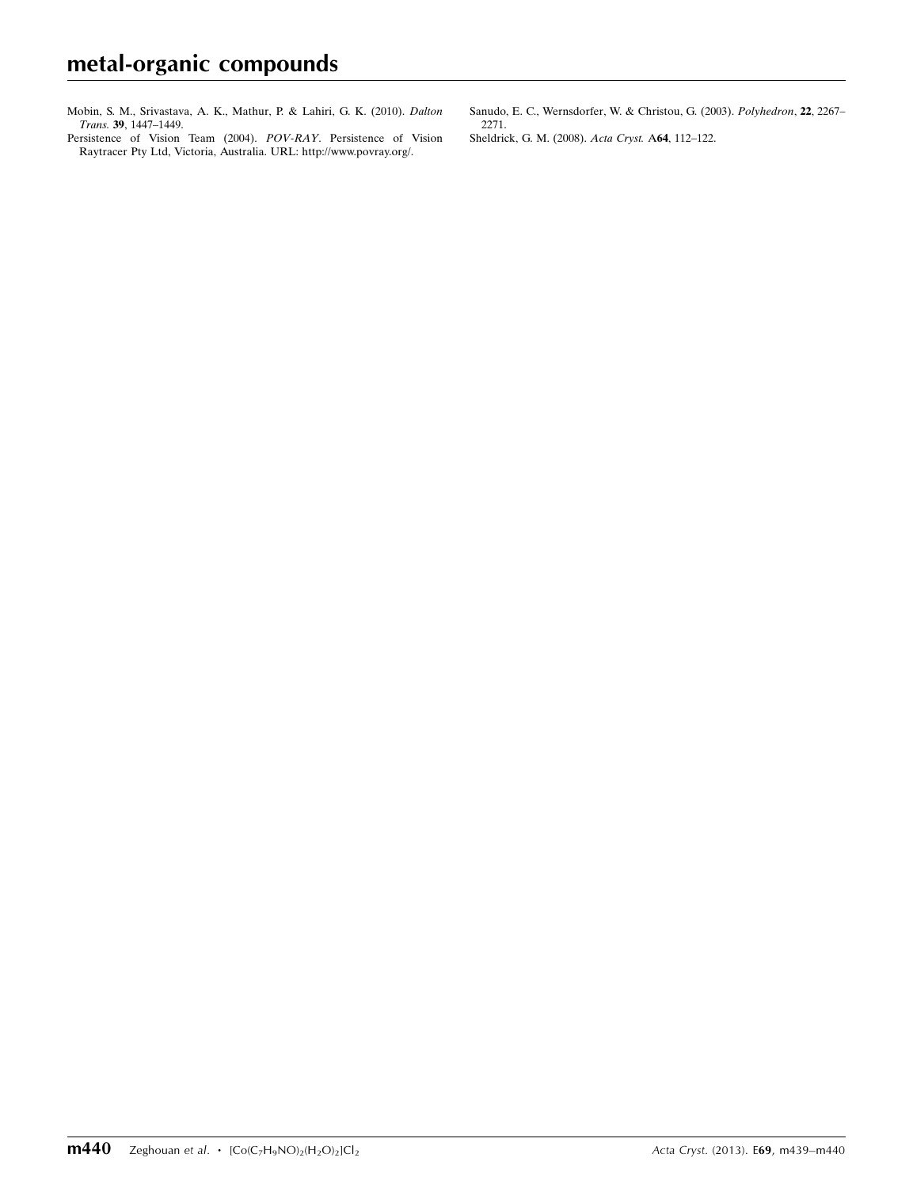Mobin, S. M., Srivastava, A. K., Mathur, P. & Lahiri, G. K. (2010). *Dalton Trans.* **39**, 1447–1449.

Persistence of Vision Team (2004). *POV-RAY*. Persistence of Vision Raytracer Pty Ltd, Victoria, Australia. URL: http://www.povray.org/.

Sanudo, E. C., Wernsdorfer, W. & Christou, G. (2003). *Polyhedron*, **22**, 2267–2271.

Sheldrick, G. M. (2008). *Acta Cryst.* A**64**, 112–122.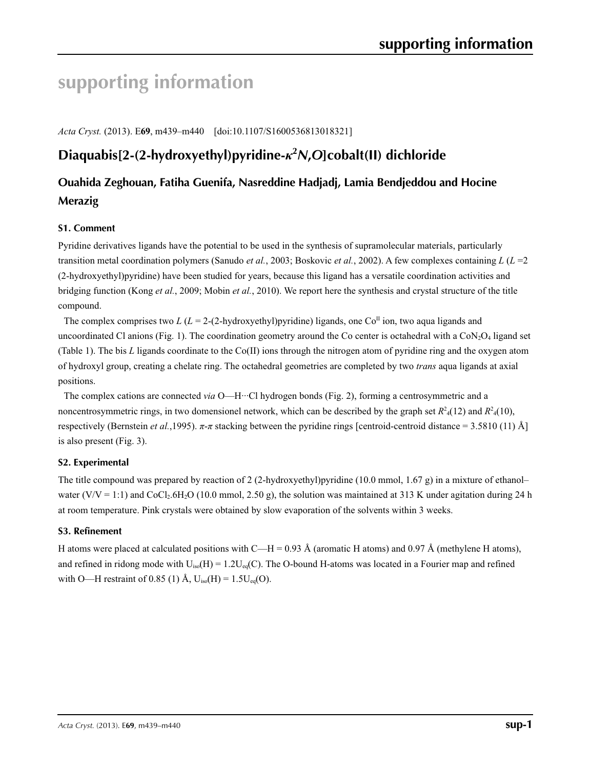# supporting information

*Acta Cryst.* (2013). E**69**, m439–m440 [doi:10.1107/S1600536813018321]

## Diaquabis[2-(2-hydroxyethyl)pyridine-$\kappa^2N,O$]cobalt(II) dichloride

### Ouahida Zeghouan, Fatiha Guenifa, Nasreddine Hadjadj, Lamia Bendjeddou and Hocine Merazig

#### S1. Comment

Pyridine derivatives ligands have the potential to be used in the synthesis of supramolecular materials, particularly transition metal coordination polymers (Sanudo *et al.*, 2003; Boskovic *et al.*, 2002). A few complexes containing *L* (*L* =2 (2-hydroxyethyl)pyridine) have been studied for years, because this ligand has a versatile coordination activities and bridging function (Kong *et al.*, 2009; Mobin *et al.*, 2010). We report here the synthesis and crystal structure of the title compound.

The complex comprises two *L* (*L* = 2-(2-hydroxyethyl)pyridine) ligands, one $Co^{II}$ ion, two aqua ligands and uncoordinated Cl anions (Fig. 1). The coordination geometry around the Co center is octahedral with a $CoN_2O_4$ ligand set (Table 1). The bis *L* ligands coordinate to the Co(II) ions through the nitrogen atom of pyridine ring and the oxygen atom of hydroxyl group, creating a chelate ring. The octahedral geometries are completed by two *trans* aqua ligands at axial positions.

The complex cations are connected *via* O—H···Cl hydrogen bonds (Fig. 2), forming a centrosymmetric and a noncentrosymmetric rings, in two domensionel network, which can be described by the graph set $R^2_4(12)$ and $R^2_4(10)$, respectively (Bernstein *et al.*,1995). *π*-*π* stacking between the pyridine rings [centroid-centroid distance = 3.5810 (11) Å] is also present (Fig. 3).

#### S2. Experimental

The title compound was prepared by reaction of 2 (2-hydroxyethyl)pyridine (10.0 mmol, 1.67 g) in a mixture of ethanol–water (V/V = 1:1) and $CoCl_2.6H_2O$ (10.0 mmol, 2.50 g), the solution was maintained at 313 K under agitation during 24 h at room temperature. Pink crystals were obtained by slow evaporation of the solvents within 3 weeks.

#### S3. Refinement

H atoms were placed at calculated positions with C—H = 0.93 Å (aromatic H atoms) and 0.97 Å (methylene H atoms), and refined in ridong mode with $U_{iso}(H) = 1.2U_{eq}(C)$. The O-bound H-atoms was located in a Fourier map and refined with O—H restraint of 0.85 (1) Å, $U_{iso}(H) = 1.5U_{eq}(O)$.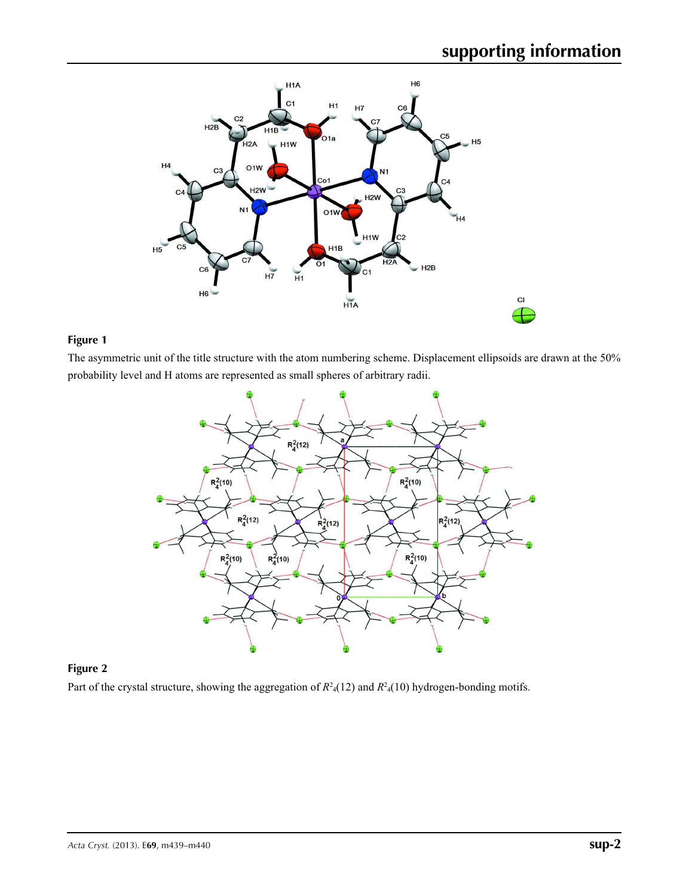**Figure 1**

The asymmetric unit of the title structure with the atom numbering scheme. Displacement ellipsoids are drawn at the 50% probability level and H atoms are represented as small spheres of arbitrary radii.

**Figure 2**

Part of the crystal structure, showing the aggregation of $R^2_4(12)$ and $R^2_4(10)$ hydrogen-bonding motifs.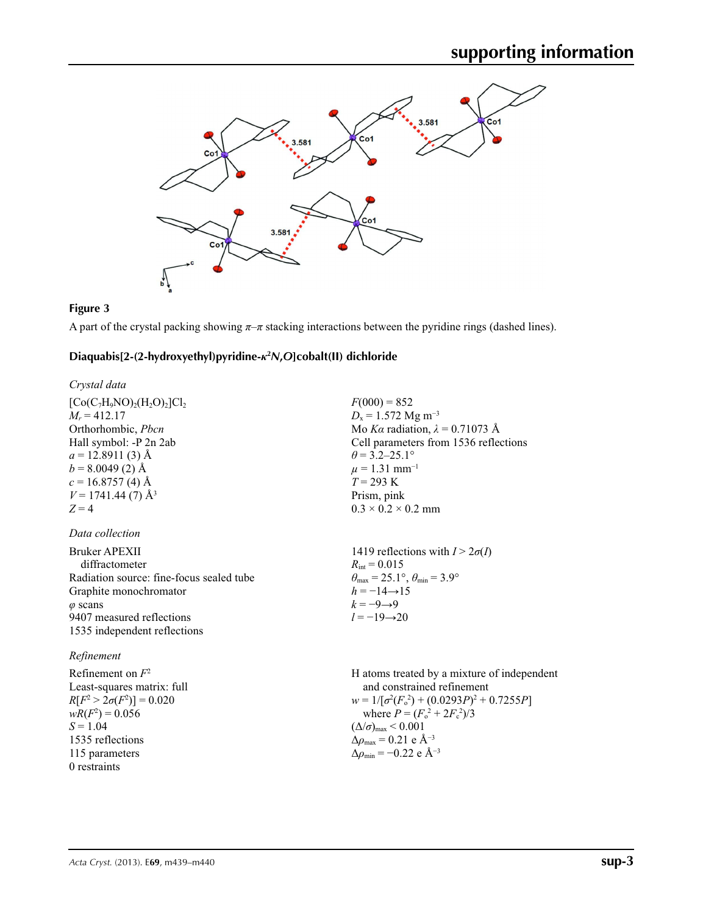**Figure 3**

A part of the crystal packing showing $\pi$–$\pi$ stacking interactions between the pyridine rings (dashed lines).

## Diaquabis[2-(2-hydroxyethyl)pyridine-$\kappa^2N,O$]cobalt(II) dichloride

### *Crystal data*

$[Co(C_7H_9NO)_2(H_2O)_2]Cl_2$
$M_r = 412.17$
Orthorhombic, *Pbcn*
Hall symbol: -P 2n 2ab
$a = 12.8911$ (3) Å
$b = 8.0049$ (2) Å
$c = 16.8757$ (4) Å
$V = 1741.44$ (7) Å$^3$
$Z = 4$
$F(000) = 852$
$D_x = 1.572$ Mg m$^{-3}$
Mo $K\alpha$ radiation, $\lambda = 0.71073$ Å
Cell parameters from 1536 reflections
$\theta = 3.2$–$25.1°$
$\mu = 1.31$ mm$^{-1}$
$T = 293$ K
Prism, pink
0.3 × 0.2 × 0.2 mm

### *Data collection*

Bruker APEXII diffractometer
Radiation source: fine-focus sealed tube
Graphite monochromator
$\varphi$ scans
9407 measured reflections
1535 independent reflections
1419 reflections with $I > 2\sigma(I)$
$R_{int} = 0.015$
$\theta_{max} = 25.1°$, $\theta_{min} = 3.9°$
$h = -14 \rightarrow 15$
$k = -9 \rightarrow 9$
$l = -19 \rightarrow 20$

### *Refinement*

Refinement on $F^2$
Least-squares matrix: full
$R[F^2 > 2\sigma(F^2)] = 0.020$
$wR(F^2) = 0.056$
$S = 1.04$
1535 reflections
115 parameters
0 restraints
H atoms treated by a mixture of independent and constrained refinement
$w = 1/[\sigma^2(F_o^2) + (0.0293P)^2 + 0.7255P]$
where $P = (F_o^2 + 2F_c^2)/3$
$(\Delta/\sigma)_{max} < 0.001$
$\Delta\rho_{max} = 0.21$ e Å$^{-3}$
$\Delta\rho_{min} = -0.22$ e Å$^{-3}$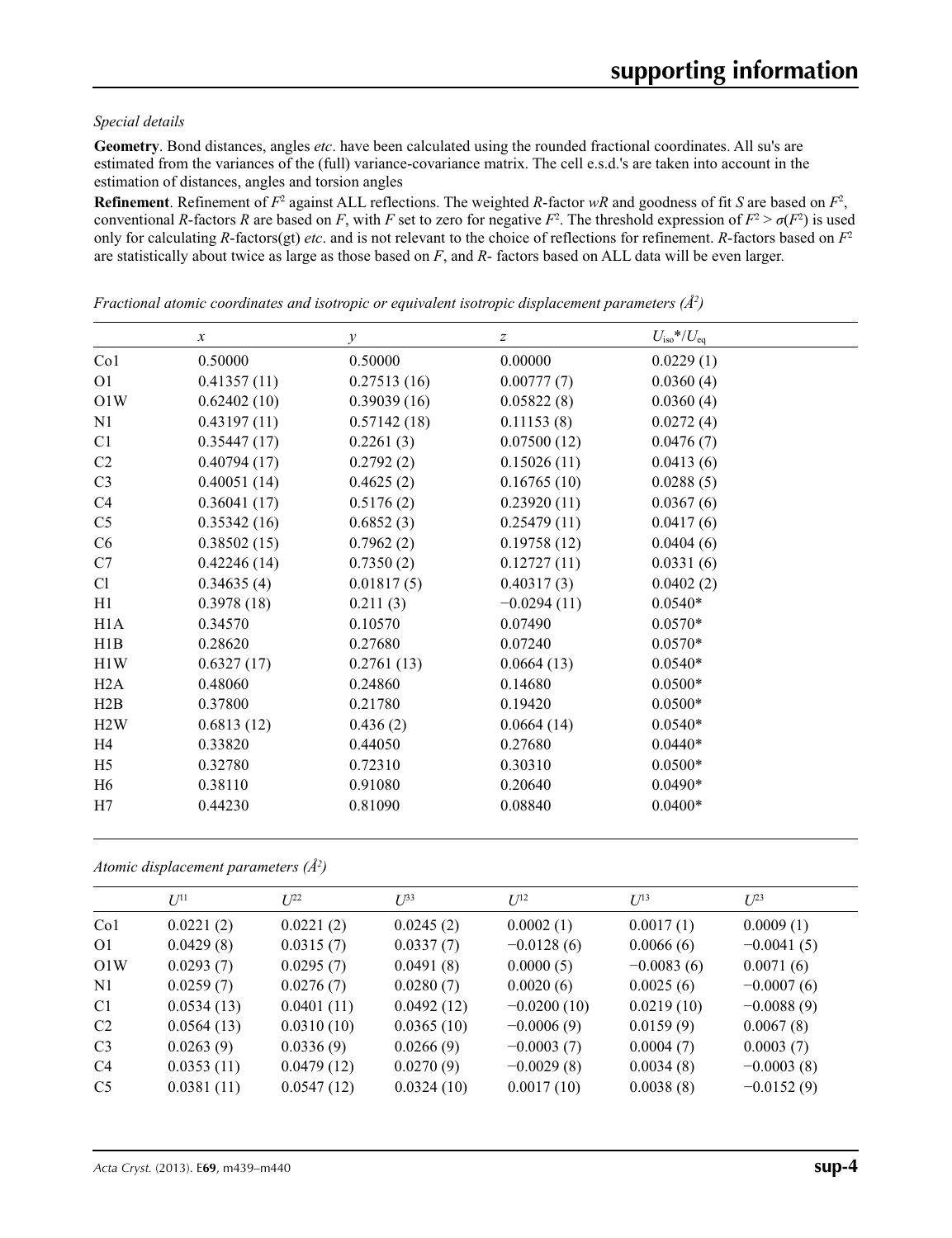*Special details*

**Geometry**. Bond distances, angles *etc*. have been calculated using the rounded fractional coordinates. All su's are estimated from the variances of the (full) variance-covariance matrix. The cell e.s.d.'s are taken into account in the estimation of distances, angles and torsion angles

**Refinement**. Refinement of $F^2$ against ALL reflections. The weighted *R*-factor *wR* and goodness of fit *S* are based on $F^2$, conventional *R*-factors *R* are based on *F*, with *F* set to zero for negative $F^2$. The threshold expression of $F^2 > \sigma(F^2)$ is used only for calculating *R*-factors(gt) *etc*. and is not relevant to the choice of reflections for refinement. *R*-factors based on $F^2$ are statistically about twice as large as those based on *F*, and *R*- factors based on ALL data will be even larger.

*Fractional atomic coordinates and isotropic or equivalent isotropic displacement parameters (Å$^2$)*

| | *x* | *y* | *z* | $U_{iso}$\*/$U_{eq}$ |
|---|---|---|---|---|
| Co1 | 0.50000 | 0.50000 | 0.00000 | 0.0229 (1) |
| O1 | 0.41357 (11) | 0.27513 (16) | 0.00777 (7) | 0.0360 (4) |
| O1W | 0.62402 (10) | 0.39039 (16) | 0.05822 (8) | 0.0360 (4) |
| N1 | 0.43197 (11) | 0.57142 (18) | 0.11153 (8) | 0.0272 (4) |
| C1 | 0.35447 (17) | 0.2261 (3) | 0.07500 (12) | 0.0476 (7) |
| C2 | 0.40794 (17) | 0.2792 (2) | 0.15026 (11) | 0.0413 (6) |
| C3 | 0.40051 (14) | 0.4625 (2) | 0.16765 (10) | 0.0288 (5) |
| C4 | 0.36041 (17) | 0.5176 (2) | 0.23920 (11) | 0.0367 (6) |
| C5 | 0.35342 (16) | 0.6852 (3) | 0.25479 (11) | 0.0417 (6) |
| C6 | 0.38502 (15) | 0.7962 (2) | 0.19758 (12) | 0.0404 (6) |
| C7 | 0.42246 (14) | 0.7350 (2) | 0.12727 (11) | 0.0331 (6) |
| Cl | 0.34635 (4) | 0.01817 (5) | 0.40317 (3) | 0.0402 (2) |
| H1 | 0.3978 (18) | 0.211 (3) | −0.0294 (11) | 0.0540\* |
| H1A | 0.34570 | 0.10570 | 0.07490 | 0.0570\* |
| H1B | 0.28620 | 0.27680 | 0.07240 | 0.0570\* |
| H1W | 0.6327 (17) | 0.2761 (13) | 0.0664 (13) | 0.0540\* |
| H2A | 0.48060 | 0.24860 | 0.14680 | 0.0500\* |
| H2B | 0.37800 | 0.21780 | 0.19420 | 0.0500\* |
| H2W | 0.6813 (12) | 0.436 (2) | 0.0664 (14) | 0.0540\* |
| H4 | 0.33820 | 0.44050 | 0.27680 | 0.0440\* |
| H5 | 0.32780 | 0.72310 | 0.30310 | 0.0500\* |
| H6 | 0.38110 | 0.91080 | 0.20640 | 0.0490\* |
| H7 | 0.44230 | 0.81090 | 0.08840 | 0.0400\* |

*Atomic displacement parameters (Å$^2$)*

| | $U^{11}$ | $U^{22}$ | $U^{33}$ | $U^{12}$ | $U^{13}$ | $U^{23}$ |
|---|---|---|---|---|---|---|
| Co1 | 0.0221 (2) | 0.0221 (2) | 0.0245 (2) | 0.0002 (1) | 0.0017 (1) | 0.0009 (1) |
| O1 | 0.0429 (8) | 0.0315 (7) | 0.0337 (7) | −0.0128 (6) | 0.0066 (6) | −0.0041 (5) |
| O1W | 0.0293 (7) | 0.0295 (7) | 0.0491 (8) | 0.0000 (5) | −0.0083 (6) | 0.0071 (6) |
| N1 | 0.0259 (7) | 0.0276 (7) | 0.0280 (7) | 0.0020 (6) | 0.0025 (6) | −0.0007 (6) |
| C1 | 0.0534 (13) | 0.0401 (11) | 0.0492 (12) | −0.0200 (10) | 0.0219 (10) | −0.0088 (9) |
| C2 | 0.0564 (13) | 0.0310 (10) | 0.0365 (10) | −0.0006 (9) | 0.0159 (9) | 0.0067 (8) |
| C3 | 0.0263 (9) | 0.0336 (9) | 0.0266 (9) | −0.0003 (7) | 0.0004 (7) | 0.0003 (7) |
| C4 | 0.0353 (11) | 0.0479 (12) | 0.0270 (9) | −0.0029 (8) | 0.0034 (8) | −0.0003 (8) |
| C5 | 0.0381 (11) | 0.0547 (12) | 0.0324 (10) | 0.0017 (10) | 0.0038 (8) | −0.0152 (9) |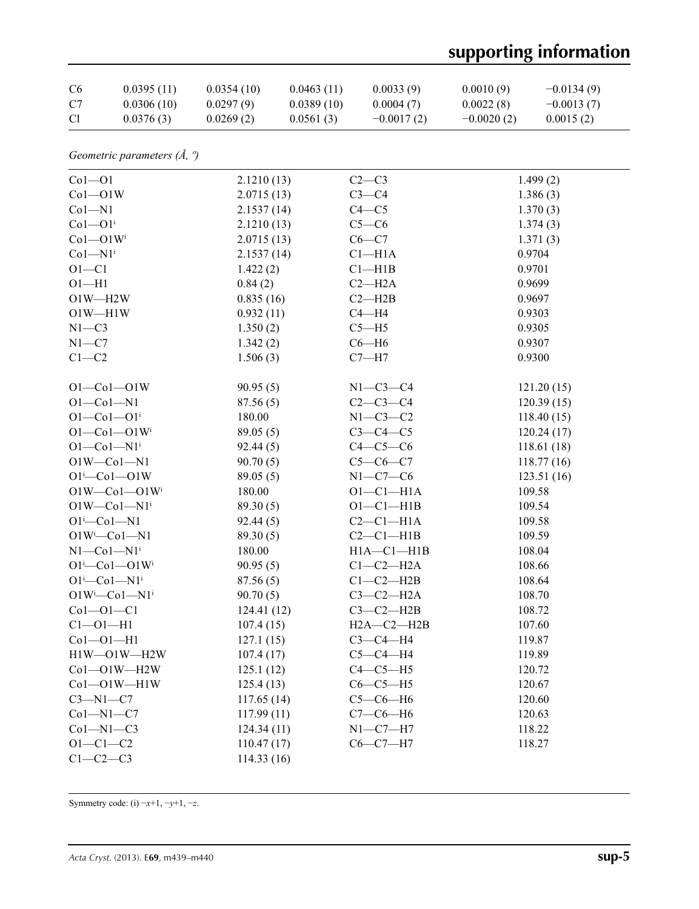| | | | | | | |
|---|---|---|---|---|---|---|
| C6 | 0.0395 (11) | 0.0354 (10) | 0.0463 (11) | 0.0033 (9) | 0.0010 (9) | −0.0134 (9) |
| C7 | 0.0306 (10) | 0.0297 (9) | 0.0389 (10) | 0.0004 (7) | 0.0022 (8) | −0.0013 (7) |
| Cl | 0.0376 (3) | 0.0269 (2) | 0.0561 (3) | −0.0017 (2) | −0.0020 (2) | 0.0015 (2) |

*Geometric parameters (Å, º)*

| | | | |
|---|---|---|---|
| Co1—O1 | 2.1210 (13) | C2—C3 | 1.499 (2) |
| Co1—O1W | 2.0715 (13) | C3—C4 | 1.386 (3) |
| Co1—N1 | 2.1537 (14) | C4—C5 | 1.370 (3) |
| Co1—O1$^{i}$ | 2.1210 (13) | C5—C6 | 1.374 (3) |
| Co1—O1W$^{i}$ | 2.0715 (13) | C6—C7 | 1.371 (3) |
| Co1—N1$^{i}$ | 2.1537 (14) | C1—H1A | 0.9704 |
| O1—C1 | 1.422 (2) | C1—H1B | 0.9701 |
| O1—H1 | 0.84 (2) | C2—H2A | 0.9699 |
| O1W—H2W | 0.835 (16) | C2—H2B | 0.9697 |
| O1W—H1W | 0.932 (11) | C4—H4 | 0.9303 |
| N1—C3 | 1.350 (2) | C5—H5 | 0.9305 |
| N1—C7 | 1.342 (2) | C6—H6 | 0.9307 |
| C1—C2 | 1.506 (3) | C7—H7 | 0.9300 |
| | | | |
| O1—Co1—O1W | 90.95 (5) | N1—C3—C4 | 121.20 (15) |
| O1—Co1—N1 | 87.56 (5) | C2—C3—C4 | 120.39 (15) |
| O1—Co1—O1$^{i}$ | 180.00 | N1—C3—C2 | 118.40 (15) |
| O1—Co1—O1W$^{i}$ | 89.05 (5) | C3—C4—C5 | 120.24 (17) |
| O1—Co1—N1$^{i}$ | 92.44 (5) | C4—C5—C6 | 118.61 (18) |
| O1W—Co1—N1 | 90.70 (5) | C5—C6—C7 | 118.77 (16) |
| O1$^{i}$—Co1—O1W | 89.05 (5) | N1—C7—C6 | 123.51 (16) |
| O1W—Co1—O1W$^{i}$ | 180.00 | O1—C1—H1A | 109.58 |
| O1W—Co1—N1$^{i}$ | 89.30 (5) | O1—C1—H1B | 109.54 |
| O1$^{i}$—Co1—N1 | 92.44 (5) | C2—C1—H1A | 109.58 |
| O1W$^{i}$—Co1—N1 | 89.30 (5) | C2—C1—H1B | 109.59 |
| N1—Co1—N1$^{i}$ | 180.00 | H1A—C1—H1B | 108.04 |
| O1$^{i}$—Co1—O1W$^{i}$ | 90.95 (5) | C1—C2—H2A | 108.66 |
| O1$^{i}$—Co1—N1$^{i}$ | 87.56 (5) | C1—C2—H2B | 108.64 |
| O1W$^{i}$—Co1—N1$^{i}$ | 90.70 (5) | C3—C2—H2A | 108.70 |
| Co1—O1—C1 | 124.41 (12) | C3—C2—H2B | 108.72 |
| C1—O1—H1 | 107.4 (15) | H2A—C2—H2B | 107.60 |
| Co1—O1—H1 | 127.1 (15) | C3—C4—H4 | 119.87 |
| H1W—O1W—H2W | 107.4 (17) | C5—C4—H4 | 119.89 |
| Co1—O1W—H2W | 125.1 (12) | C4—C5—H5 | 120.72 |
| Co1—O1W—H1W | 125.4 (13) | C6—C5—H5 | 120.67 |
| C3—N1—C7 | 117.65 (14) | C5—C6—H6 | 120.60 |
| Co1—N1—C7 | 117.99 (11) | C7—C6—H6 | 120.63 |
| Co1—N1—C3 | 124.34 (11) | N1—C7—H7 | 118.22 |
| O1—C1—C2 | 110.47 (17) | C6—C7—H7 | 118.27 |
| C1—C2—C3 | 114.33 (16) | | |

Symmetry code: (i) $-x+1, -y+1, -z$.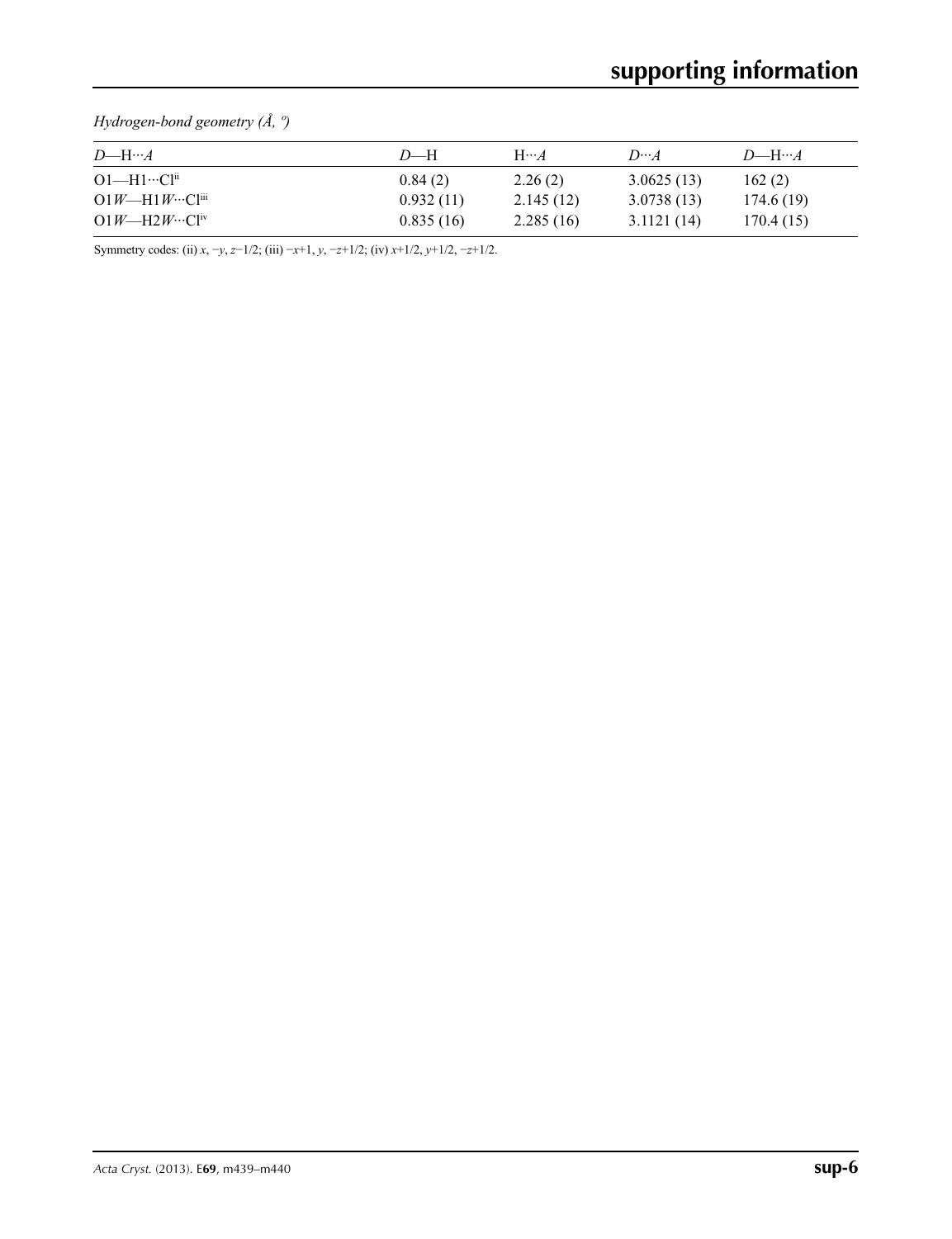*Hydrogen-bond geometry (Å, º)*

| *D*—H···*A* | *D*—H | H···*A* | *D*···*A* | *D*—H···*A* |
|---|---|---|---|---|
| O1—H1···Cl[ii] | 0.84 (2) | 2.26 (2) | 3.0625 (13) | 162 (2) |
| O1*W*—H1*W*···Cl[iii] | 0.932 (11) | 2.145 (12) | 3.0738 (13) | 174.6 (19) |
| O1*W*—H2*W*···Cl[iv] | 0.835 (16) | 2.285 (16) | 3.1121 (14) | 170.4 (15) |

Symmetry codes: (ii) $x$, $-y$, $z-1/2$; (iii) $-x+1$, $y$, $-z+1/2$; (iv) $x+1/2$, $y+1/2$, $-z+1/2$.